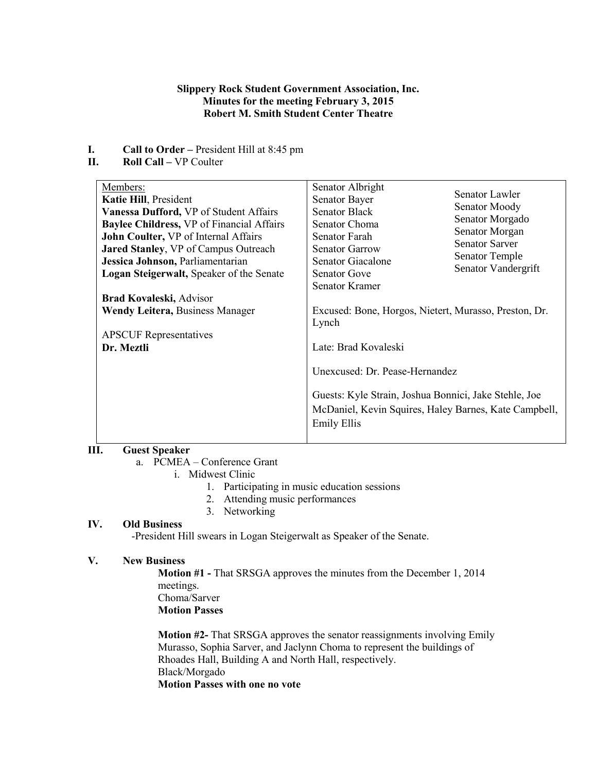**Slippery Rock Student Government Association, Inc.**
**Minutes for the meeting February 3, 2015**
**Robert M. Smith Student Center Theatre**

**I. Call to Order –** President Hill at 8:45 pm

**II. Roll Call –** VP Coulter

| Members: | |
|---|---|
| **Katie Hill**, President<br>**Vanessa Dufford,** VP of Student Affairs<br>**Baylee Childress,** VP of Financial Affairs<br>**John Coulter,** VP of Internal Affairs<br>**Jared Stanley**, VP of Campus Outreach<br>**Jessica Johnson,** Parliamentarian<br>**Logan Steigerwalt,** Speaker of the Senate<br><br>**Brad Kovaleski,** Advisor<br>**Wendy Leitera,** Business Manager<br><br>APSCUF Representatives<br>**Dr. Meztli** | Senator Albright<br>Senator Bayer<br>Senator Black<br>Senator Choma<br>Senator Farah<br>Senator Garrow<br>Senator Giacalone<br>Senator Gove<br>Senator Kramer<br>Senator Lawler<br>Senator Moody<br>Senator Morgado<br>Senator Morgan<br>Senator Sarver<br>Senator Temple<br>Senator Vandergrift<br><br>Excused: Bone, Horgos, Nietert, Murasso, Preston, Dr. Lynch<br><br>Late: Brad Kovaleski<br><br>Unexcused: Dr. Pease-Hernandez<br><br>Guests: Kyle Strain, Joshua Bonnici, Jake Stehle, Joe McDaniel, Kevin Squires, Haley Barnes, Kate Campbell, Emily Ellis |

**III. Guest Speaker**

a. PCMEA – Conference Grant
   i. Midwest Clinic
      1. Participating in music education sessions
      2. Attending music performances
      3. Networking

**IV. Old Business**

-President Hill swears in Logan Steigerwalt as Speaker of the Senate.

**V. New Business**

**Motion #1 -** That SRSGA approves the minutes from the December 1, 2014 meetings.
Choma/Sarver
**Motion Passes**

**Motion #2-** That SRSGA approves the senator reassignments involving Emily Murasso, Sophia Sarver, and Jaclynn Choma to represent the buildings of Rhoades Hall, Building A and North Hall, respectively.
Black/Morgado
**Motion Passes with one no vote**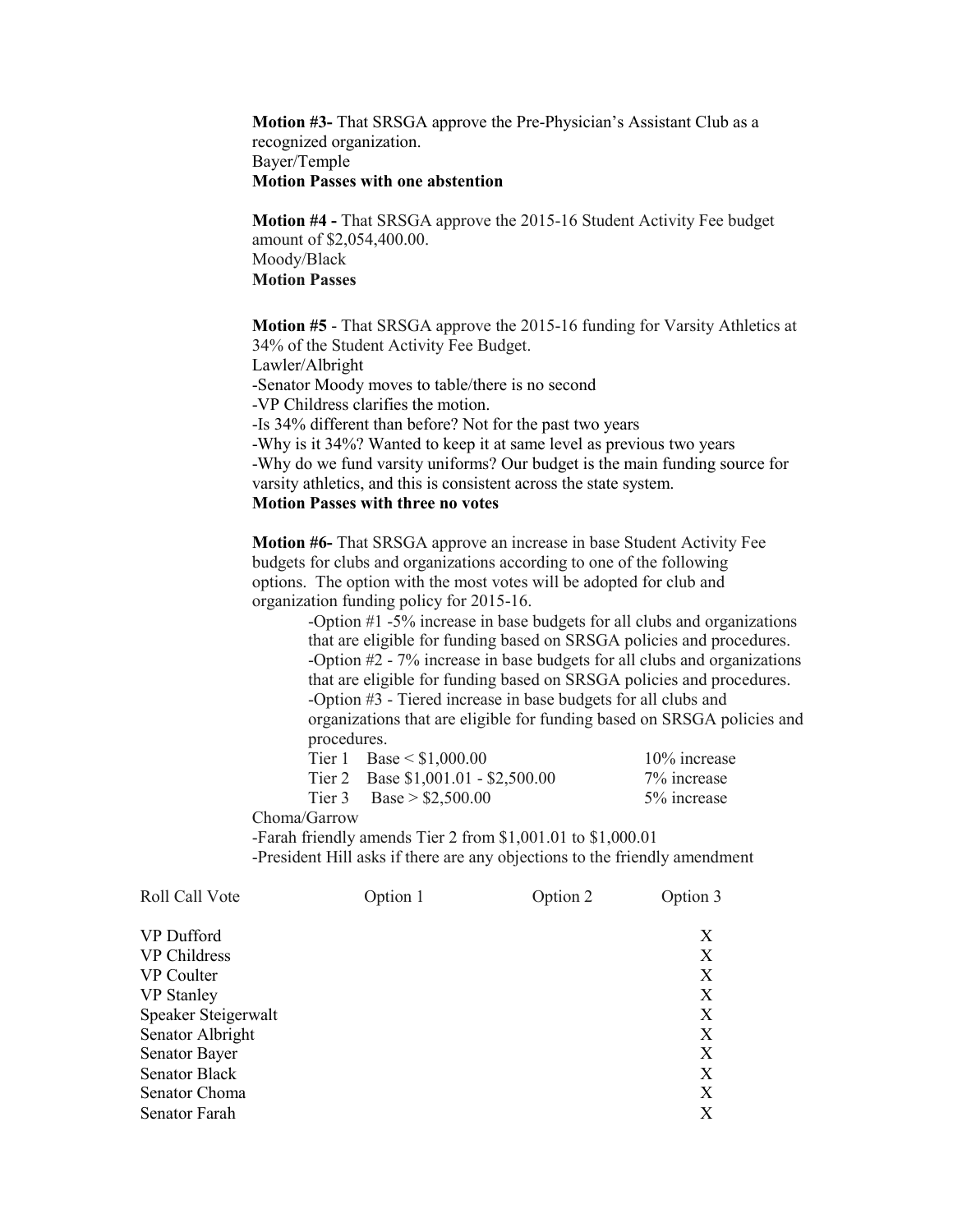**Motion #3-** That SRSGA approve the Pre-Physician's Assistant Club as a recognized organization.
Bayer/Temple
**Motion Passes with one abstention**

**Motion #4 -** That SRSGA approve the 2015-16 Student Activity Fee budget amount of $2,054,400.00.
Moody/Black
**Motion Passes**

**Motion #5** - That SRSGA approve the 2015-16 funding for Varsity Athletics at 34% of the Student Activity Fee Budget.
Lawler/Albright
-Senator Moody moves to table/there is no second
-VP Childress clarifies the motion.
-Is 34% different than before? Not for the past two years
-Why is it 34%? Wanted to keep it at same level as previous two years
-Why do we fund varsity uniforms? Our budget is the main funding source for varsity athletics, and this is consistent across the state system.
**Motion Passes with three no votes**

**Motion #6-** That SRSGA approve an increase in base Student Activity Fee budgets for clubs and organizations according to one of the following options. The option with the most votes will be adopted for club and organization funding policy for 2015-16.

-Option #1 -5% increase in base budgets for all clubs and organizations that are eligible for funding based on SRSGA policies and procedures.
-Option #2 - 7% increase in base budgets for all clubs and organizations that are eligible for funding based on SRSGA policies and procedures.
-Option #3 - Tiered increase in base budgets for all clubs and organizations that are eligible for funding based on SRSGA policies and procedures.

| | | |
|---|---|---|
| Tier 1 | Base < $1,000.00 | 10% increase |
| Tier 2 | Base $1,001.01 - $2,500.00 | 7% increase |
| Tier 3 | Base > $2,500.00 | 5% increase |

Choma/Garrow
-Farah friendly amends Tier 2 from $1,001.01 to $1,000.01
-President Hill asks if there are any objections to the friendly amendment

| Roll Call Vote | Option 1 | Option 2 | Option 3 |
|---|---|---|---|
| VP Dufford | | | X |
| VP Childress | | | X |
| VP Coulter | | | X |
| VP Stanley | | | X |
| Speaker Steigerwalt | | | X |
| Senator Albright | | | X |
| Senator Bayer | | | X |
| Senator Black | | | X |
| Senator Choma | | | X |
| Senator Farah | | | X |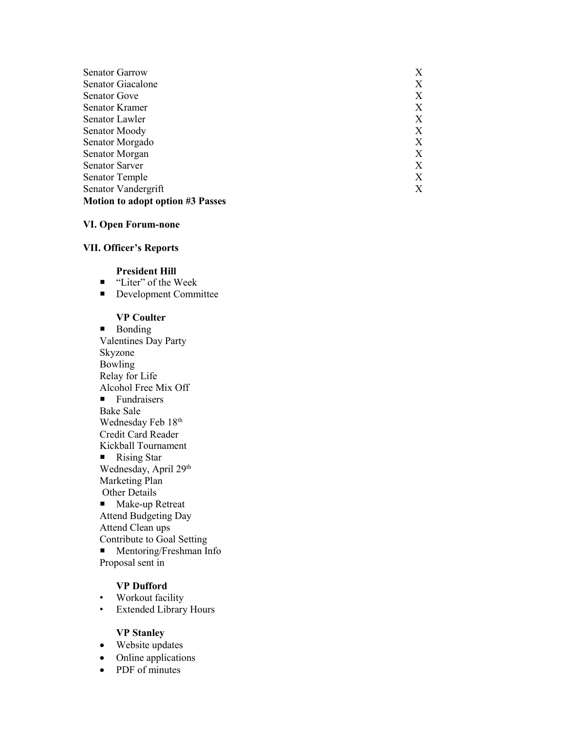| | |
|---|---|
| Senator Garrow | X |
| Senator Giacalone | X |
| Senator Gove | X |
| Senator Kramer | X |
| Senator Lawler | X |
| Senator Moody | X |
| Senator Morgado | X |
| Senator Morgan | X |
| Senator Sarver | X |
| Senator Temple | X |
| Senator Vandergrift | X |

**Motion to adopt option #3 Passes**

**VI. Open Forum-none**

**VII. Officer's Reports**

**President Hill**

- "Liter" of the Week
- Development Committee

**VP Coulter**

- Bonding

Valentines Day Party
Skyzone
Bowling
Relay for Life
Alcohol Free Mix Off

- Fundraisers

Bake Sale
Wednesday Feb 18th
Credit Card Reader
Kickball Tournament

- Rising Star

Wednesday, April 29th
Marketing Plan
Other Details

- Make-up Retreat

Attend Budgeting Day
Attend Clean ups
Contribute to Goal Setting

- Mentoring/Freshman Info

Proposal sent in

**VP Dufford**

- Workout facility
- Extended Library Hours

**VP Stanley**

- Website updates
- Online applications
- PDF of minutes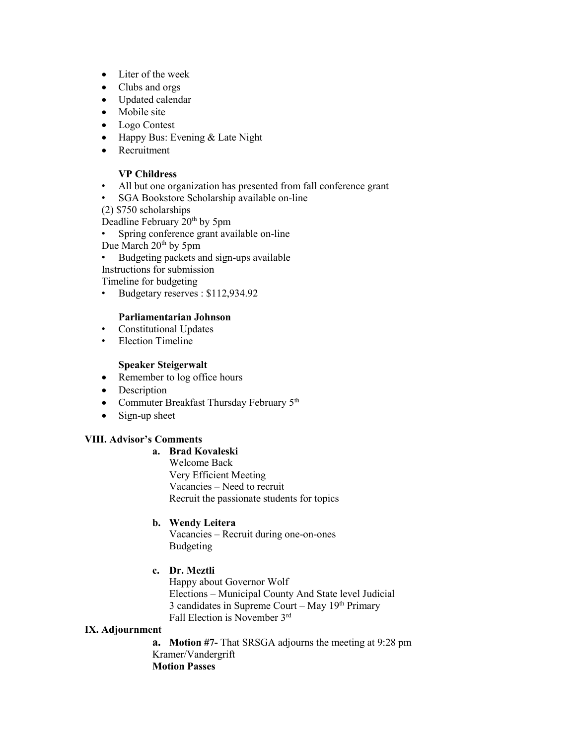- Liter of the week
- Clubs and orgs
- Updated calendar
- Mobile site
- Logo Contest
- Happy Bus: Evening & Late Night
- Recruitment

**VP Childress**

- All but one organization has presented from fall conference grant
- SGA Bookstore Scholarship available on-line

(2) $750 scholarships

Deadline February 20th by 5pm

- Spring conference grant available on-line

Due March 20th by 5pm

- Budgeting packets and sign-ups available

Instructions for submission

Timeline for budgeting

- Budgetary reserves : $112,934.92

**Parliamentarian Johnson**

- Constitutional Updates
- Election Timeline

**Speaker Steigerwalt**

- Remember to log office hours
- Description
- Commuter Breakfast Thursday February 5th
- Sign-up sheet

## VIII. Advisor's Comments

**a. Brad Kovaleski**

Welcome Back

Very Efficient Meeting

Vacancies – Need to recruit

Recruit the passionate students for topics

**b. Wendy Leitera**

Vacancies – Recruit during one-on-ones

Budgeting

**c. Dr. Meztli**

Happy about Governor Wolf

Elections – Municipal County And State level Judicial

3 candidates in Supreme Court – May 19th Primary

Fall Election is November 3rd

## IX. Adjournment

**a. Motion #7-** That SRSGA adjourns the meeting at 9:28 pm

Kramer/Vandergrift

**Motion Passes**